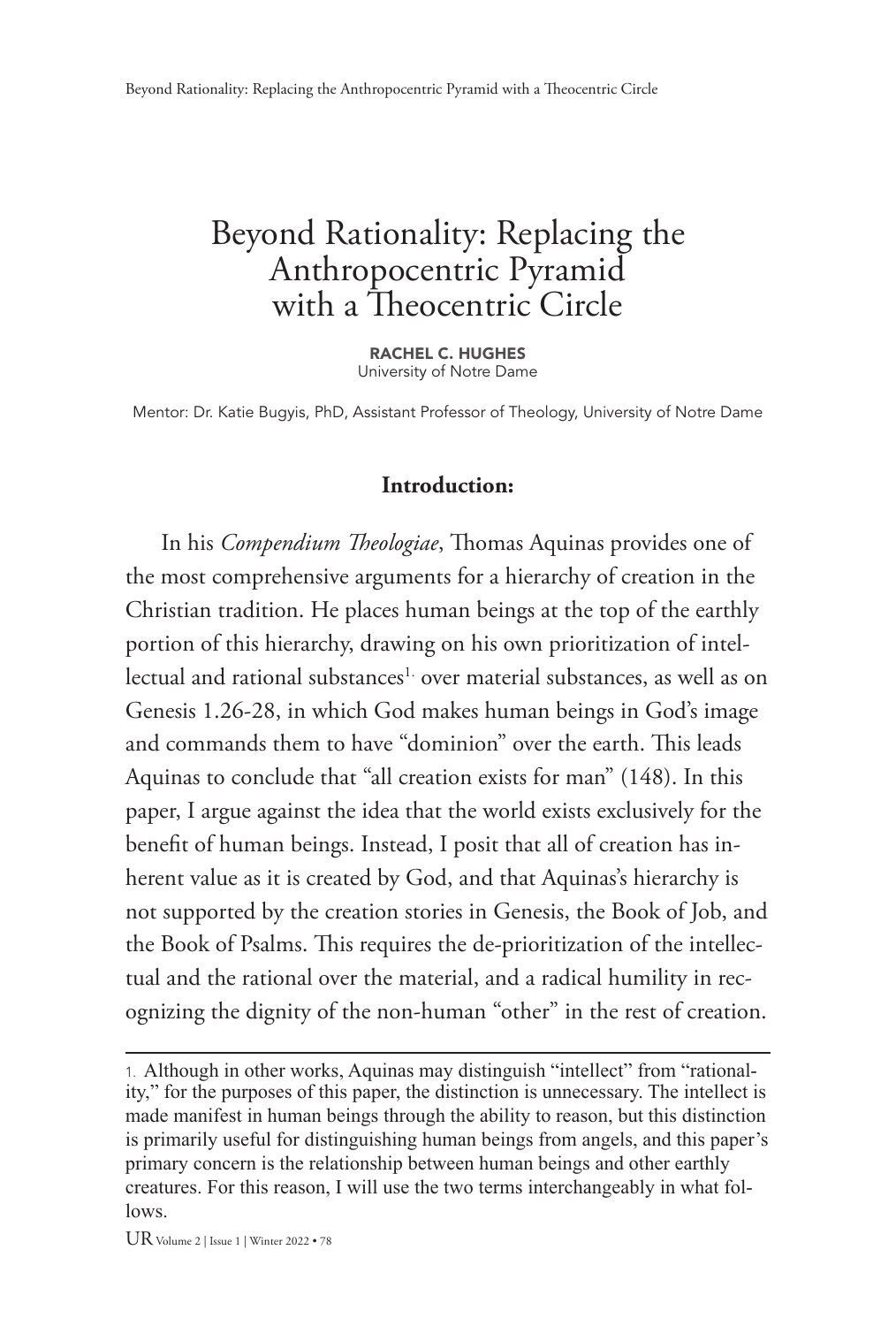# Beyond Rationality: Replacing the Anthropocentric Pyramid with a Theocentric Circle

**RACHEL C. HUGHES**
University of Notre Dame

Mentor: Dr. Katie Bugyis, PhD, Assistant Professor of Theology, University of Notre Dame

## Introduction:

In his *Compendium Theologiae*, Thomas Aquinas provides one of the most comprehensive arguments for a hierarchy of creation in the Christian tradition. He places human beings at the top of the earthly portion of this hierarchy, drawing on his own prioritization of intellectual and rational substances[1] over material substances, as well as on Genesis 1.26-28, in which God makes human beings in God's image and commands them to have "dominion" over the earth. This leads Aquinas to conclude that "all creation exists for man" (148). In this paper, I argue against the idea that the world exists exclusively for the benefit of human beings. Instead, I posit that all of creation has inherent value as it is created by God, and that Aquinas's hierarchy is not supported by the creation stories in Genesis, the Book of Job, and the Book of Psalms. This requires the de-prioritization of the intellectual and the rational over the material, and a radical humility in recognizing the dignity of the non-human "other" in the rest of creation.

---

1. Although in other works, Aquinas may distinguish "intellect" from "rationality," for the purposes of this paper, the distinction is unnecessary. The intellect is made manifest in human beings through the ability to reason, but this distinction is primarily useful for distinguishing human beings from angels, and this paper's primary concern is the relationship between human beings and other earthly creatures. For this reason, I will use the two terms interchangeably in what follows.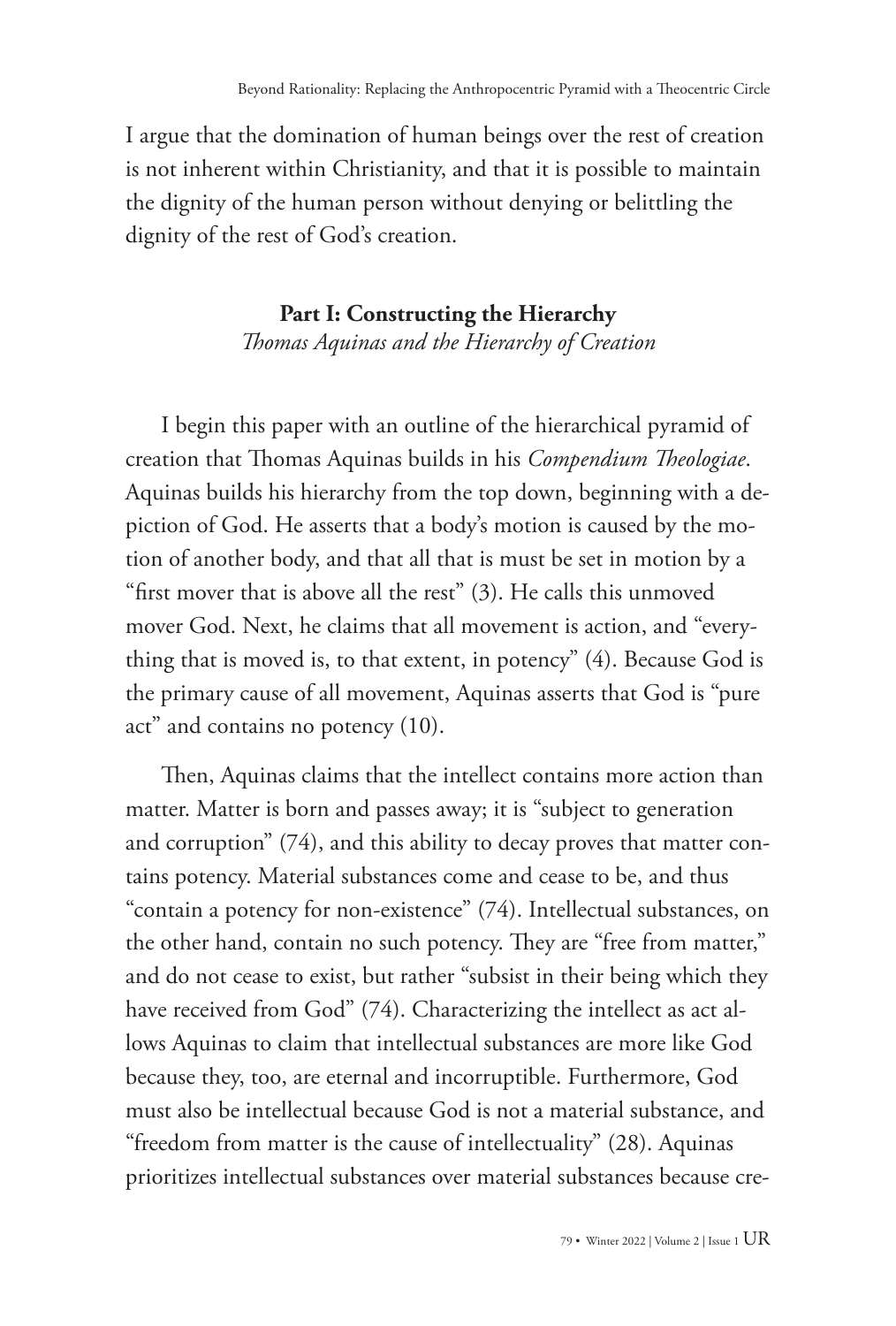I argue that the domination of human beings over the rest of creation is not inherent within Christianity, and that it is possible to maintain the dignity of the human person without denying or belittling the dignity of the rest of God's creation.

## Part I: Constructing the Hierarchy

*Thomas Aquinas and the Hierarchy of Creation*

I begin this paper with an outline of the hierarchical pyramid of creation that Thomas Aquinas builds in his *Compendium Theologiae*. Aquinas builds his hierarchy from the top down, beginning with a depiction of God. He asserts that a body's motion is caused by the motion of another body, and that all that is must be set in motion by a "first mover that is above all the rest" (3). He calls this unmoved mover God. Next, he claims that all movement is action, and "everything that is moved is, to that extent, in potency" (4). Because God is the primary cause of all movement, Aquinas asserts that God is "pure act" and contains no potency (10).

Then, Aquinas claims that the intellect contains more action than matter. Matter is born and passes away; it is "subject to generation and corruption" (74), and this ability to decay proves that matter contains potency. Material substances come and cease to be, and thus "contain a potency for non-existence" (74). Intellectual substances, on the other hand, contain no such potency. They are "free from matter," and do not cease to exist, but rather "subsist in their being which they have received from God" (74). Characterizing the intellect as act allows Aquinas to claim that intellectual substances are more like God because they, too, are eternal and incorruptible. Furthermore, God must also be intellectual because God is not a material substance, and "freedom from matter is the cause of intellectuality" (28). Aquinas prioritizes intellectual substances over material substances because cre-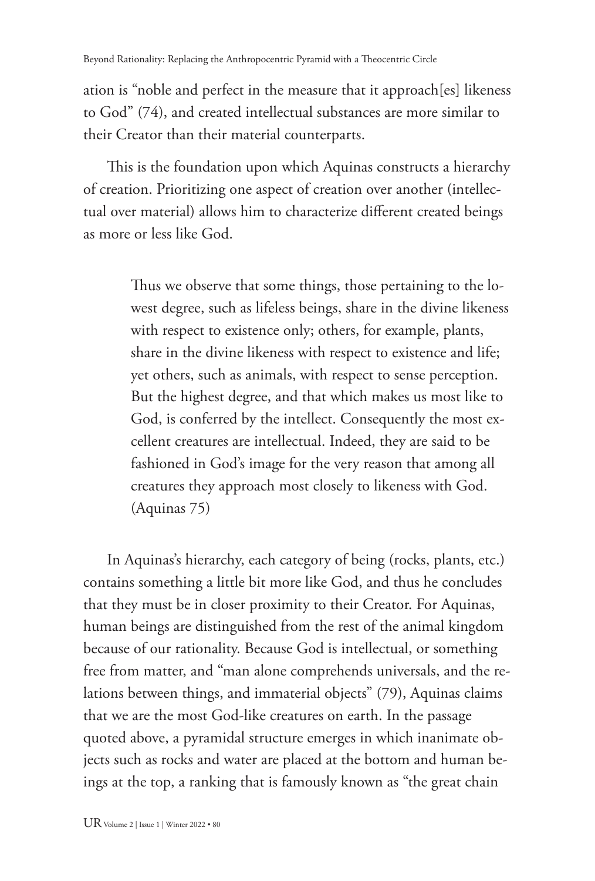ation is "noble and perfect in the measure that it approach[es] likeness to God" (74), and created intellectual substances are more similar to their Creator than their material counterparts.

This is the foundation upon which Aquinas constructs a hierarchy of creation. Prioritizing one aspect of creation over another (intellectual over material) allows him to characterize different created beings as more or less like God.

> Thus we observe that some things, those pertaining to the lowest degree, such as lifeless beings, share in the divine likeness with respect to existence only; others, for example, plants, share in the divine likeness with respect to existence and life; yet others, such as animals, with respect to sense perception. But the highest degree, and that which makes us most like to God, is conferred by the intellect. Consequently the most excellent creatures are intellectual. Indeed, they are said to be fashioned in God's image for the very reason that among all creatures they approach most closely to likeness with God. (Aquinas 75)

In Aquinas's hierarchy, each category of being (rocks, plants, etc.) contains something a little bit more like God, and thus he concludes that they must be in closer proximity to their Creator. For Aquinas, human beings are distinguished from the rest of the animal kingdom because of our rationality. Because God is intellectual, or something free from matter, and "man alone comprehends universals, and the relations between things, and immaterial objects" (79), Aquinas claims that we are the most God-like creatures on earth. In the passage quoted above, a pyramidal structure emerges in which inanimate objects such as rocks and water are placed at the bottom and human beings at the top, a ranking that is famously known as "the great chain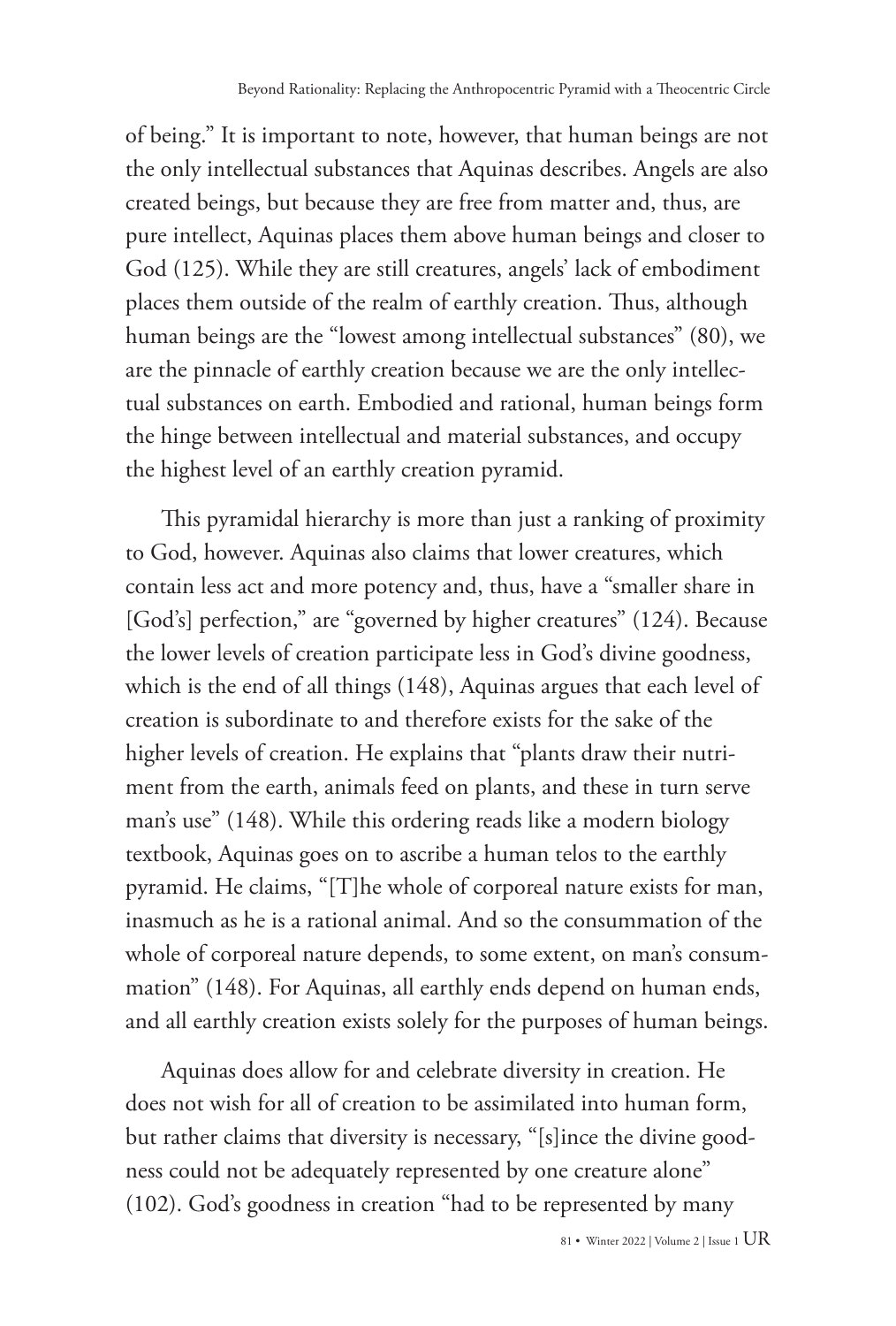of being." It is important to note, however, that human beings are not the only intellectual substances that Aquinas describes. Angels are also created beings, but because they are free from matter and, thus, are pure intellect, Aquinas places them above human beings and closer to God (125). While they are still creatures, angels' lack of embodiment places them outside of the realm of earthly creation. Thus, although human beings are the "lowest among intellectual substances" (80), we are the pinnacle of earthly creation because we are the only intellectual substances on earth. Embodied and rational, human beings form the hinge between intellectual and material substances, and occupy the highest level of an earthly creation pyramid.

This pyramidal hierarchy is more than just a ranking of proximity to God, however. Aquinas also claims that lower creatures, which contain less act and more potency and, thus, have a "smaller share in [God's] perfection," are "governed by higher creatures" (124). Because the lower levels of creation participate less in God's divine goodness, which is the end of all things (148), Aquinas argues that each level of creation is subordinate to and therefore exists for the sake of the higher levels of creation. He explains that "plants draw their nutriment from the earth, animals feed on plants, and these in turn serve man's use" (148). While this ordering reads like a modern biology textbook, Aquinas goes on to ascribe a human telos to the earthly pyramid. He claims, "[T]he whole of corporeal nature exists for man, inasmuch as he is a rational animal. And so the consummation of the whole of corporeal nature depends, to some extent, on man's consummation" (148). For Aquinas, all earthly ends depend on human ends, and all earthly creation exists solely for the purposes of human beings.

Aquinas does allow for and celebrate diversity in creation. He does not wish for all of creation to be assimilated into human form, but rather claims that diversity is necessary, "[s]ince the divine goodness could not be adequately represented by one creature alone" (102). God's goodness in creation "had to be represented by many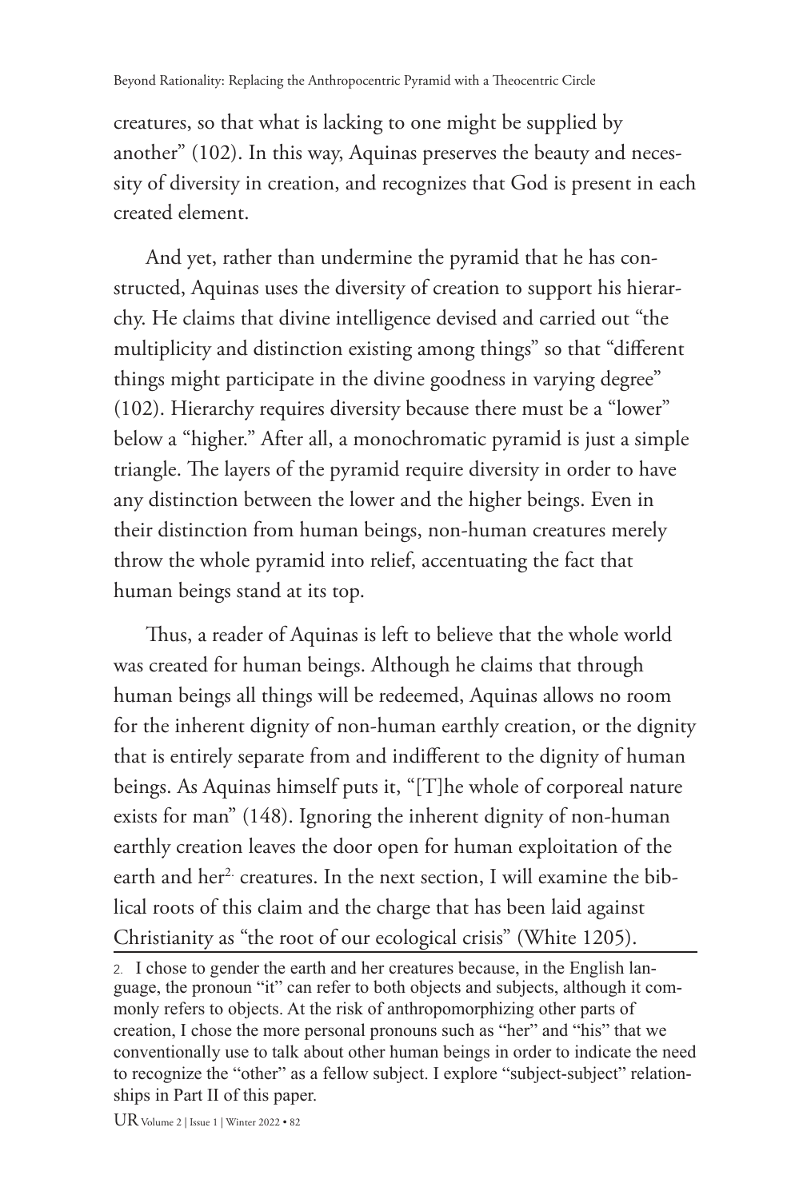creatures, so that what is lacking to one might be supplied by another" (102). In this way, Aquinas preserves the beauty and necessity of diversity in creation, and recognizes that God is present in each created element.

And yet, rather than undermine the pyramid that he has constructed, Aquinas uses the diversity of creation to support his hierarchy. He claims that divine intelligence devised and carried out "the multiplicity and distinction existing among things" so that "different things might participate in the divine goodness in varying degree" (102). Hierarchy requires diversity because there must be a "lower" below a "higher." After all, a monochromatic pyramid is just a simple triangle. The layers of the pyramid require diversity in order to have any distinction between the lower and the higher beings. Even in their distinction from human beings, non-human creatures merely throw the whole pyramid into relief, accentuating the fact that human beings stand at its top.

Thus, a reader of Aquinas is left to believe that the whole world was created for human beings. Although he claims that through human beings all things will be redeemed, Aquinas allows no room for the inherent dignity of non-human earthly creation, or the dignity that is entirely separate from and indifferent to the dignity of human beings. As Aquinas himself puts it, "[T]he whole of corporeal nature exists for man" (148). Ignoring the inherent dignity of non-human earthly creation leaves the door open for human exploitation of the earth and her[2] creatures. In the next section, I will examine the biblical roots of this claim and the charge that has been laid against Christianity as "the root of our ecological crisis" (White 1205).

---

2. I chose to gender the earth and her creatures because, in the English language, the pronoun "it" can refer to both objects and subjects, although it commonly refers to objects. At the risk of anthropomorphizing other parts of creation, I chose the more personal pronouns such as "her" and "his" that we conventionally use to talk about other human beings in order to indicate the need to recognize the "other" as a fellow subject. I explore "subject-subject" relationships in Part II of this paper.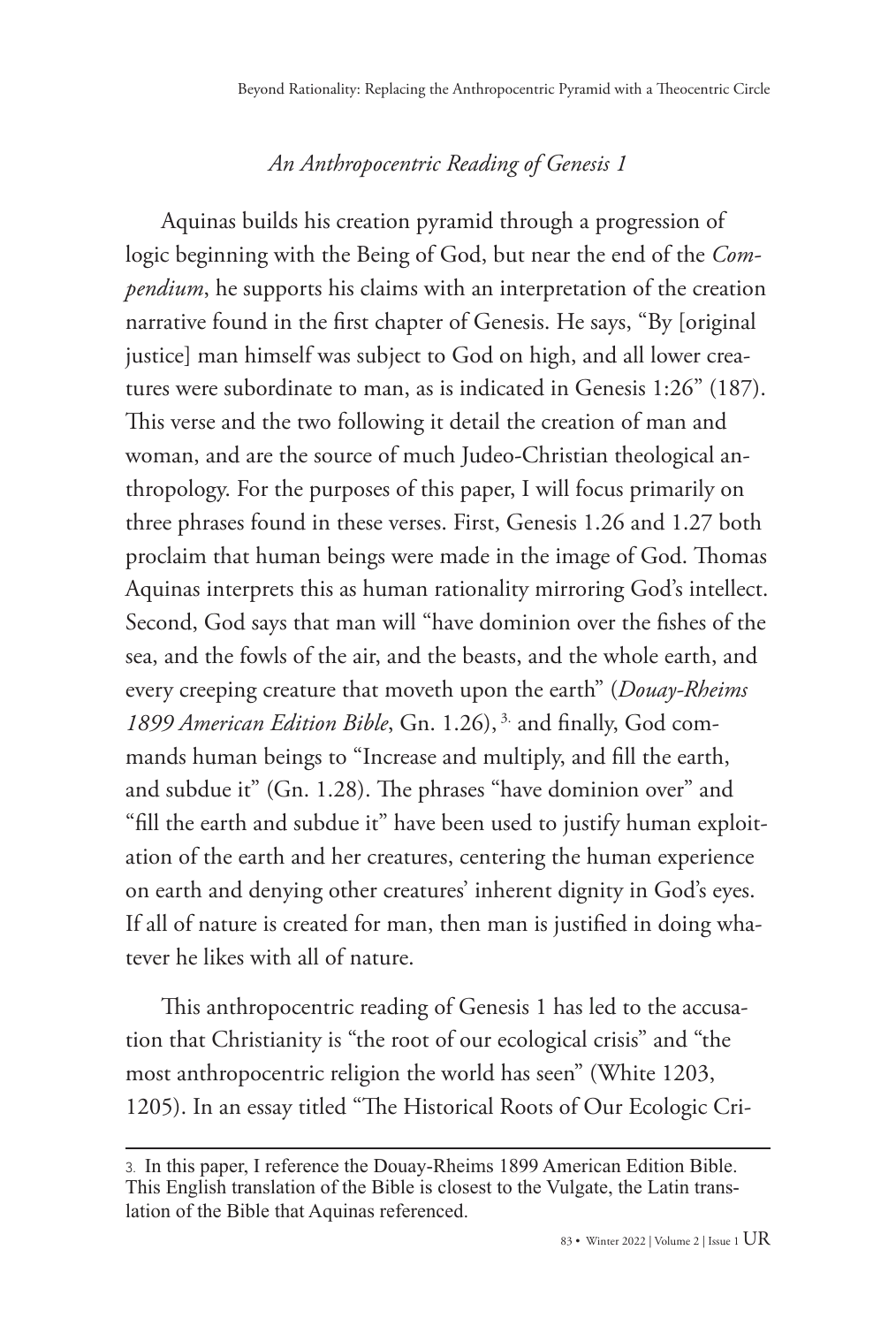### *An Anthropocentric Reading of Genesis 1*

Aquinas builds his creation pyramid through a progression of logic beginning with the Being of God, but near the end of the *Compendium*, he supports his claims with an interpretation of the creation narrative found in the first chapter of Genesis. He says, "By [original justice] man himself was subject to God on high, and all lower creatures were subordinate to man, as is indicated in Genesis 1:26" (187). This verse and the two following it detail the creation of man and woman, and are the source of much Judeo-Christian theological anthropology. For the purposes of this paper, I will focus primarily on three phrases found in these verses. First, Genesis 1.26 and 1.27 both proclaim that human beings were made in the image of God. Thomas Aquinas interprets this as human rationality mirroring God's intellect. Second, God says that man will "have dominion over the fishes of the sea, and the fowls of the air, and the beasts, and the whole earth, and every creeping creature that moveth upon the earth" (*Douay-Rheims 1899 American Edition Bible*, Gn. 1.26),[3] and finally, God commands human beings to "Increase and multiply, and fill the earth, and subdue it" (Gn. 1.28). The phrases "have dominion over" and "fill the earth and subdue it" have been used to justify human exploitation of the earth and her creatures, centering the human experience on earth and denying other creatures' inherent dignity in God's eyes. If all of nature is created for man, then man is justified in doing whatever he likes with all of nature.

This anthropocentric reading of Genesis 1 has led to the accusation that Christianity is "the root of our ecological crisis" and "the most anthropocentric religion the world has seen" (White 1203, 1205). In an essay titled "The Historical Roots of Our Ecologic Cri-

---

3. In this paper, I reference the Douay-Rheims 1899 American Edition Bible. This English translation of the Bible is closest to the Vulgate, the Latin translation of the Bible that Aquinas referenced.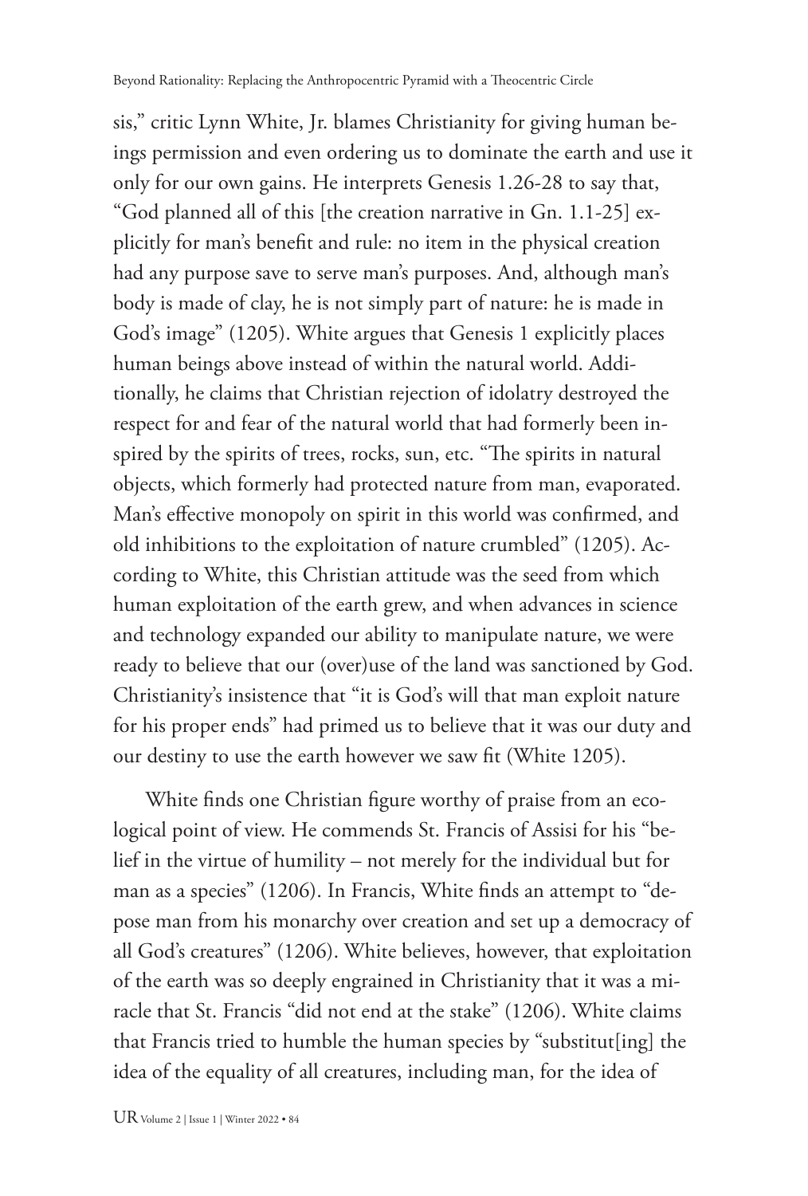sis," critic Lynn White, Jr. blames Christianity for giving human beings permission and even ordering us to dominate the earth and use it only for our own gains. He interprets Genesis 1.26-28 to say that, "God planned all of this [the creation narrative in Gn. 1.1-25] explicitly for man's benefit and rule: no item in the physical creation had any purpose save to serve man's purposes. And, although man's body is made of clay, he is not simply part of nature: he is made in God's image" (1205). White argues that Genesis 1 explicitly places human beings above instead of within the natural world. Additionally, he claims that Christian rejection of idolatry destroyed the respect for and fear of the natural world that had formerly been inspired by the spirits of trees, rocks, sun, etc. "The spirits in natural objects, which formerly had protected nature from man, evaporated. Man's effective monopoly on spirit in this world was confirmed, and old inhibitions to the exploitation of nature crumbled" (1205). According to White, this Christian attitude was the seed from which human exploitation of the earth grew, and when advances in science and technology expanded our ability to manipulate nature, we were ready to believe that our (over)use of the land was sanctioned by God. Christianity's insistence that "it is God's will that man exploit nature for his proper ends" had primed us to believe that it was our duty and our destiny to use the earth however we saw fit (White 1205).

White finds one Christian figure worthy of praise from an ecological point of view. He commends St. Francis of Assisi for his "belief in the virtue of humility – not merely for the individual but for man as a species" (1206). In Francis, White finds an attempt to "depose man from his monarchy over creation and set up a democracy of all God's creatures" (1206). White believes, however, that exploitation of the earth was so deeply engrained in Christianity that it was a miracle that St. Francis "did not end at the stake" (1206). White claims that Francis tried to humble the human species by "substitut[ing] the idea of the equality of all creatures, including man, for the idea of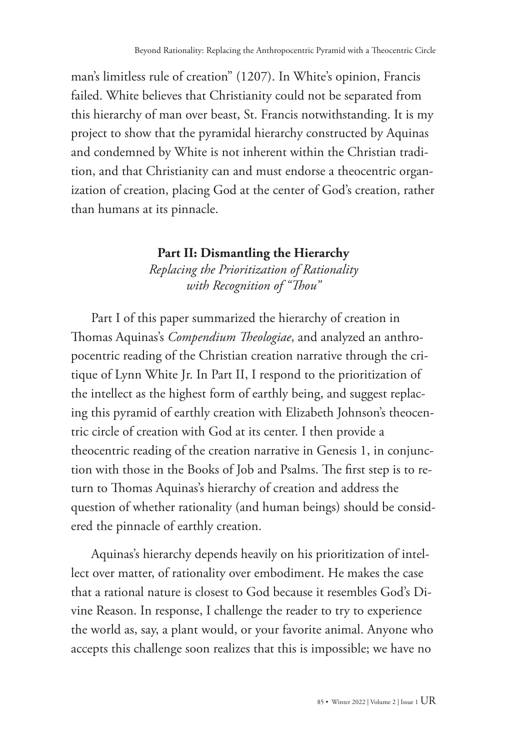man's limitless rule of creation" (1207). In White's opinion, Francis failed. White believes that Christianity could not be separated from this hierarchy of man over beast, St. Francis notwithstanding. It is my project to show that the pyramidal hierarchy constructed by Aquinas and condemned by White is not inherent within the Christian tradition, and that Christianity can and must endorse a theocentric organization of creation, placing God at the center of God's creation, rather than humans at its pinnacle.

## Part II: Dismantling the Hierarchy

*Replacing the Prioritization of Rationality with Recognition of "Thou"*

Part I of this paper summarized the hierarchy of creation in Thomas Aquinas's *Compendium Theologiae*, and analyzed an anthropocentric reading of the Christian creation narrative through the critique of Lynn White Jr. In Part II, I respond to the prioritization of the intellect as the highest form of earthly being, and suggest replacing this pyramid of earthly creation with Elizabeth Johnson's theocentric circle of creation with God at its center. I then provide a theocentric reading of the creation narrative in Genesis 1, in conjunction with those in the Books of Job and Psalms. The first step is to return to Thomas Aquinas's hierarchy of creation and address the question of whether rationality (and human beings) should be considered the pinnacle of earthly creation.

Aquinas's hierarchy depends heavily on his prioritization of intellect over matter, of rationality over embodiment. He makes the case that a rational nature is closest to God because it resembles God's Divine Reason. In response, I challenge the reader to try to experience the world as, say, a plant would, or your favorite animal. Anyone who accepts this challenge soon realizes that this is impossible; we have no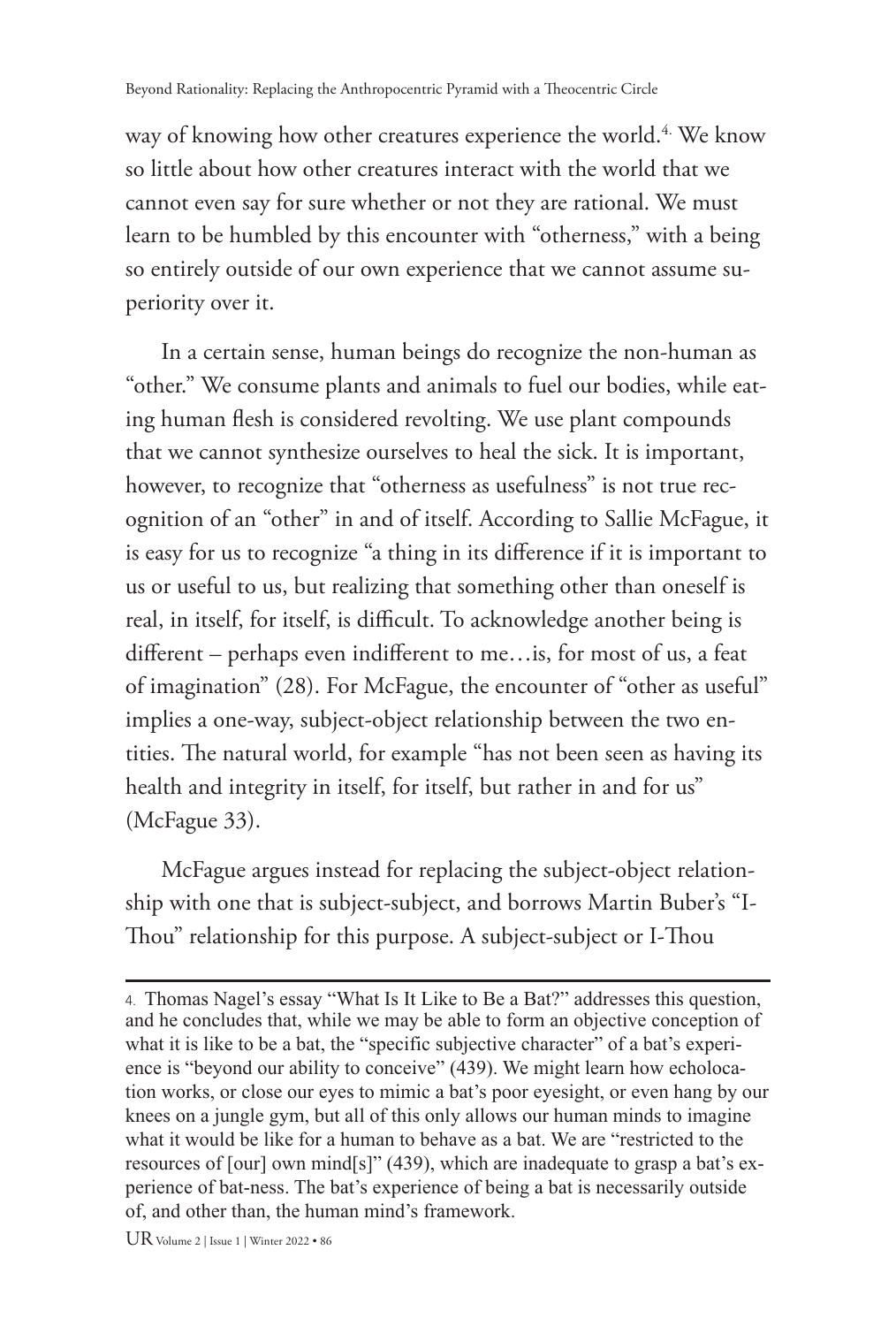way of knowing how other creatures experience the world.[4] We know so little about how other creatures interact with the world that we cannot even say for sure whether or not they are rational. We must learn to be humbled by this encounter with "otherness," with a being so entirely outside of our own experience that we cannot assume superiority over it.

In a certain sense, human beings do recognize the non-human as "other." We consume plants and animals to fuel our bodies, while eating human flesh is considered revolting. We use plant compounds that we cannot synthesize ourselves to heal the sick. It is important, however, to recognize that "otherness as usefulness" is not true recognition of an "other" in and of itself. According to Sallie McFague, it is easy for us to recognize "a thing in its difference if it is important to us or useful to us, but realizing that something other than oneself is real, in itself, for itself, is difficult. To acknowledge another being is different – perhaps even indifferent to me…is, for most of us, a feat of imagination" (28). For McFague, the encounter of "other as useful" implies a one-way, subject-object relationship between the two entities. The natural world, for example "has not been seen as having its health and integrity in itself, for itself, but rather in and for us" (McFague 33).

McFague argues instead for replacing the subject-object relationship with one that is subject-subject, and borrows Martin Buber's "I-Thou" relationship for this purpose. A subject-subject or I-Thou

---

4. Thomas Nagel's essay "What Is It Like to Be a Bat?" addresses this question, and he concludes that, while we may be able to form an objective conception of what it is like to be a bat, the "specific subjective character" of a bat's experience is "beyond our ability to conceive" (439). We might learn how echolocation works, or close our eyes to mimic a bat's poor eyesight, or even hang by our knees on a jungle gym, but all of this only allows our human minds to imagine what it would be like for a human to behave as a bat. We are "restricted to the resources of [our] own mind[s]" (439), which are inadequate to grasp a bat's experience of bat-ness. The bat's experience of being a bat is necessarily outside of, and other than, the human mind's framework.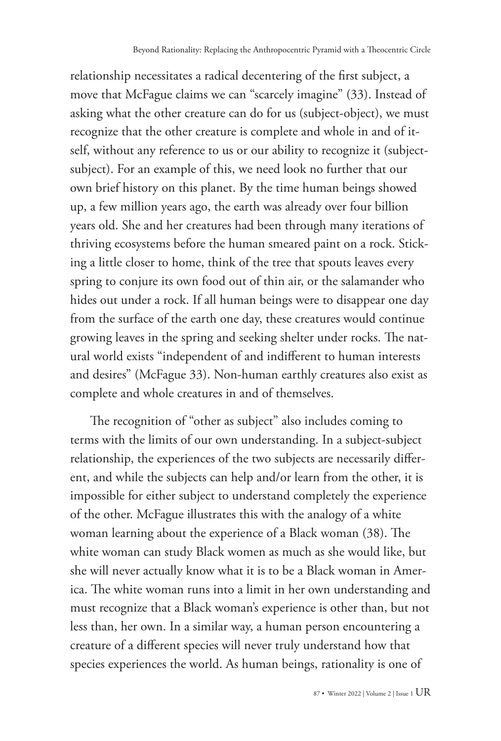relationship necessitates a radical decentering of the first subject, a move that McFague claims we can "scarcely imagine" (33). Instead of asking what the other creature can do for us (subject-object), we must recognize that the other creature is complete and whole in and of itself, without any reference to us or our ability to recognize it (subject-subject). For an example of this, we need look no further that our own brief history on this planet. By the time human beings showed up, a few million years ago, the earth was already over four billion years old. She and her creatures had been through many iterations of thriving ecosystems before the human smeared paint on a rock. Sticking a little closer to home, think of the tree that spouts leaves every spring to conjure its own food out of thin air, or the salamander who hides out under a rock. If all human beings were to disappear one day from the surface of the earth one day, these creatures would continue growing leaves in the spring and seeking shelter under rocks. The natural world exists "independent of and indifferent to human interests and desires" (McFague 33). Non-human earthly creatures also exist as complete and whole creatures in and of themselves.

The recognition of "other as subject" also includes coming to terms with the limits of our own understanding. In a subject-subject relationship, the experiences of the two subjects are necessarily different, and while the subjects can help and/or learn from the other, it is impossible for either subject to understand completely the experience of the other. McFague illustrates this with the analogy of a white woman learning about the experience of a Black woman (38). The white woman can study Black women as much as she would like, but she will never actually know what it is to be a Black woman in America. The white woman runs into a limit in her own understanding and must recognize that a Black woman's experience is other than, but not less than, her own. In a similar way, a human person encountering a creature of a different species will never truly understand how that species experiences the world. As human beings, rationality is one of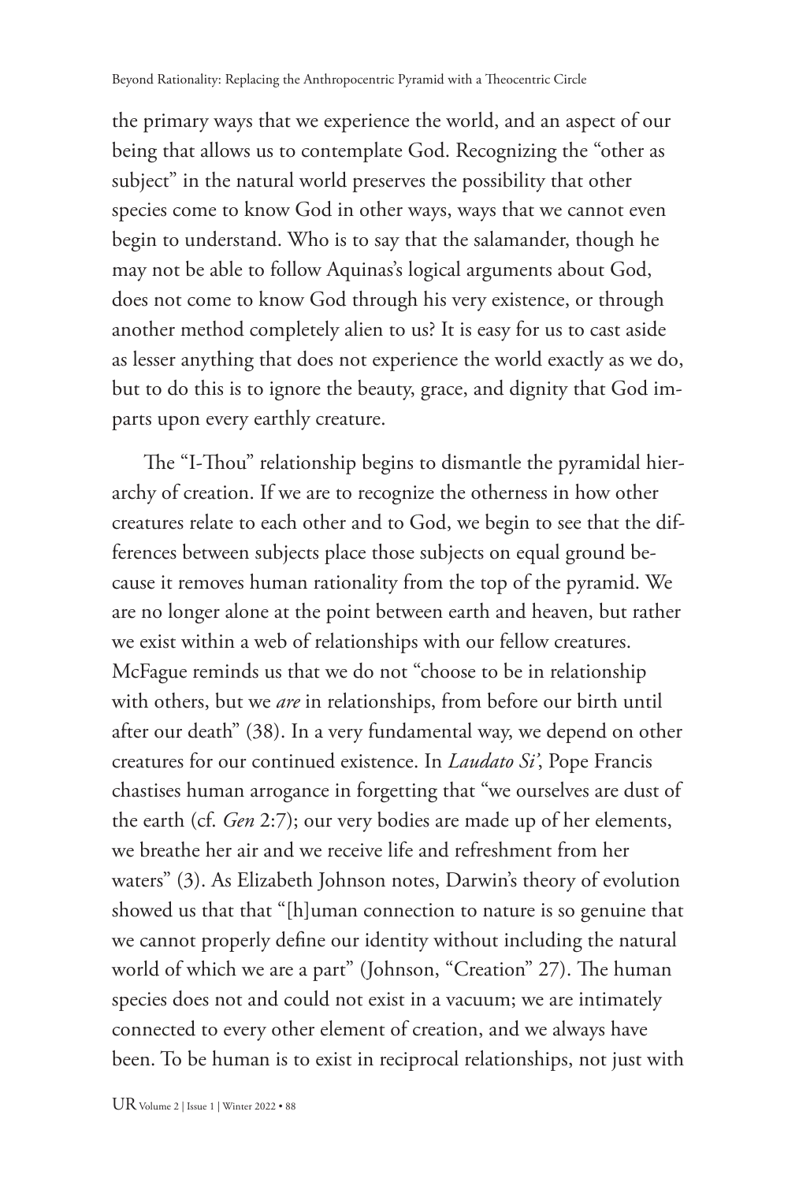the primary ways that we experience the world, and an aspect of our being that allows us to contemplate God. Recognizing the "other as subject" in the natural world preserves the possibility that other species come to know God in other ways, ways that we cannot even begin to understand. Who is to say that the salamander, though he may not be able to follow Aquinas's logical arguments about God, does not come to know God through his very existence, or through another method completely alien to us? It is easy for us to cast aside as lesser anything that does not experience the world exactly as we do, but to do this is to ignore the beauty, grace, and dignity that God imparts upon every earthly creature.

The "I-Thou" relationship begins to dismantle the pyramidal hierarchy of creation. If we are to recognize the otherness in how other creatures relate to each other and to God, we begin to see that the differences between subjects place those subjects on equal ground because it removes human rationality from the top of the pyramid. We are no longer alone at the point between earth and heaven, but rather we exist within a web of relationships with our fellow creatures. McFague reminds us that we do not "choose to be in relationship with others, but we *are* in relationships, from before our birth until after our death" (38). In a very fundamental way, we depend on other creatures for our continued existence. In *Laudato Si'*, Pope Francis chastises human arrogance in forgetting that "we ourselves are dust of the earth (cf. *Gen* 2:7); our very bodies are made up of her elements, we breathe her air and we receive life and refreshment from her waters" (3). As Elizabeth Johnson notes, Darwin's theory of evolution showed us that that "[h]uman connection to nature is so genuine that we cannot properly define our identity without including the natural world of which we are a part" (Johnson, "Creation" 27). The human species does not and could not exist in a vacuum; we are intimately connected to every other element of creation, and we always have been. To be human is to exist in reciprocal relationships, not just with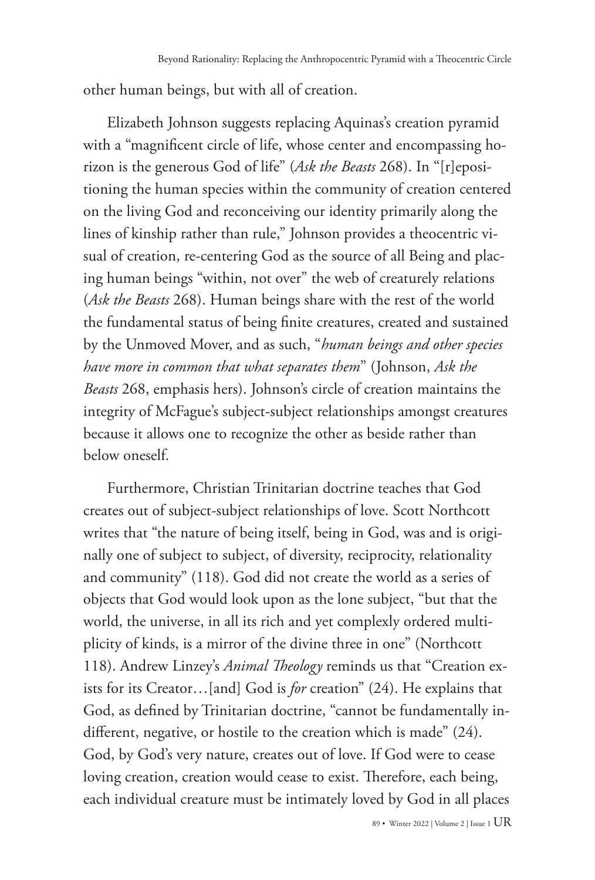other human beings, but with all of creation.

Elizabeth Johnson suggests replacing Aquinas's creation pyramid with a "magnificent circle of life, whose center and encompassing horizon is the generous God of life" (*Ask the Beasts* 268). In "[r]epositioning the human species within the community of creation centered on the living God and reconceiving our identity primarily along the lines of kinship rather than rule," Johnson provides a theocentric visual of creation, re-centering God as the source of all Being and placing human beings "within, not over" the web of creaturely relations (*Ask the Beasts* 268). Human beings share with the rest of the world the fundamental status of being finite creatures, created and sustained by the Unmoved Mover, and as such, "*human beings and other species have more in common that what separates them*" (Johnson, *Ask the Beasts* 268, emphasis hers). Johnson's circle of creation maintains the integrity of McFague's subject-subject relationships amongst creatures because it allows one to recognize the other as beside rather than below oneself.

Furthermore, Christian Trinitarian doctrine teaches that God creates out of subject-subject relationships of love. Scott Northcott writes that "the nature of being itself, being in God, was and is originally one of subject to subject, of diversity, reciprocity, relationality and community" (118). God did not create the world as a series of objects that God would look upon as the lone subject, "but that the world, the universe, in all its rich and yet complexly ordered multiplicity of kinds, is a mirror of the divine three in one" (Northcott 118). Andrew Linzey's *Animal Theology* reminds us that "Creation exists for its Creator…[and] God is *for* creation" (24). He explains that God, as defined by Trinitarian doctrine, "cannot be fundamentally indifferent, negative, or hostile to the creation which is made" (24). God, by God's very nature, creates out of love. If God were to cease loving creation, creation would cease to exist. Therefore, each being, each individual creature must be intimately loved by God in all places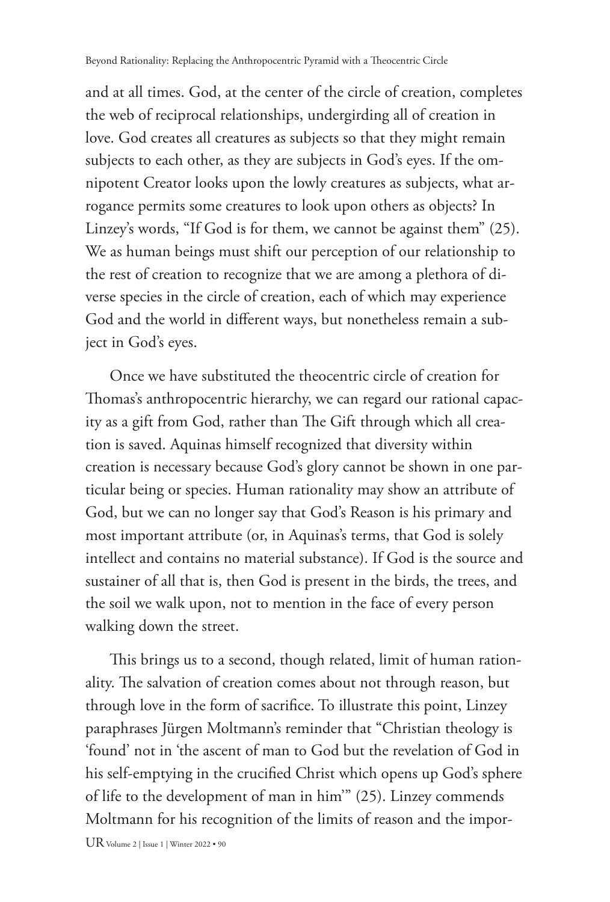and at all times. God, at the center of the circle of creation, completes the web of reciprocal relationships, undergirding all of creation in love. God creates all creatures as subjects so that they might remain subjects to each other, as they are subjects in God's eyes. If the omnipotent Creator looks upon the lowly creatures as subjects, what arrogance permits some creatures to look upon others as objects? In Linzey's words, "If God is for them, we cannot be against them" (25). We as human beings must shift our perception of our relationship to the rest of creation to recognize that we are among a plethora of diverse species in the circle of creation, each of which may experience God and the world in different ways, but nonetheless remain a subject in God's eyes.

Once we have substituted the theocentric circle of creation for Thomas's anthropocentric hierarchy, we can regard our rational capacity as a gift from God, rather than The Gift through which all creation is saved. Aquinas himself recognized that diversity within creation is necessary because God's glory cannot be shown in one particular being or species. Human rationality may show an attribute of God, but we can no longer say that God's Reason is his primary and most important attribute (or, in Aquinas's terms, that God is solely intellect and contains no material substance). If God is the source and sustainer of all that is, then God is present in the birds, the trees, and the soil we walk upon, not to mention in the face of every person walking down the street.

This brings us to a second, though related, limit of human rationality. The salvation of creation comes about not through reason, but through love in the form of sacrifice. To illustrate this point, Linzey paraphrases Jürgen Moltmann's reminder that "Christian theology is 'found' not in 'the ascent of man to God but the revelation of God in his self-emptying in the crucified Christ which opens up God's sphere of life to the development of man in him'" (25). Linzey commends Moltmann for his recognition of the limits of reason and the impor-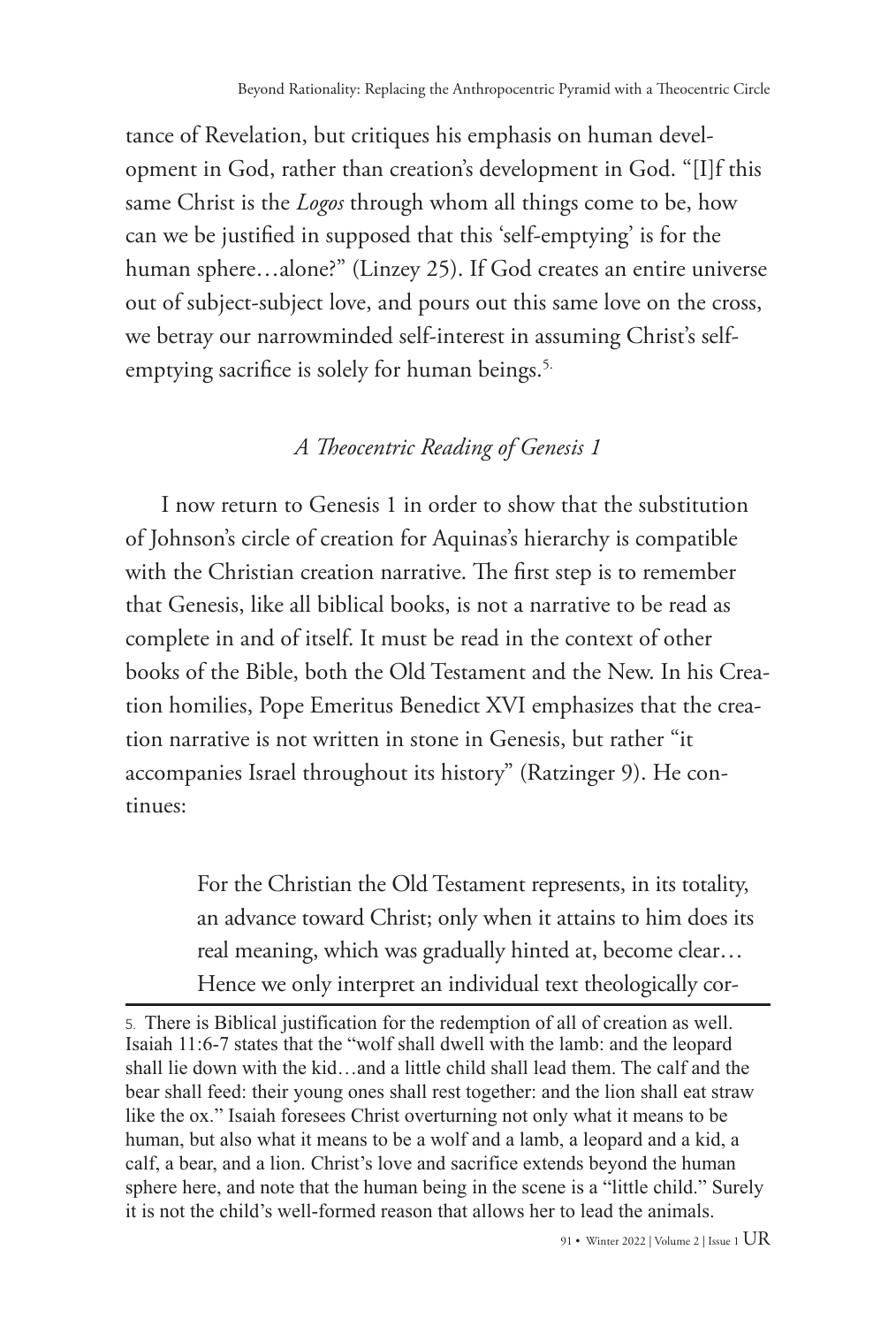tance of Revelation, but critiques his emphasis on human development in God, rather than creation's development in God. "[I]f this same Christ is the *Logos* through whom all things come to be, how can we be justified in supposed that this 'self-emptying' is for the human sphere…alone?" (Linzey 25). If God creates an entire universe out of subject-subject love, and pours out this same love on the cross, we betray our narrowminded self-interest in assuming Christ's self-emptying sacrifice is solely for human beings.[5.]

### *A Theocentric Reading of Genesis 1*

I now return to Genesis 1 in order to show that the substitution of Johnson's circle of creation for Aquinas's hierarchy is compatible with the Christian creation narrative. The first step is to remember that Genesis, like all biblical books, is not a narrative to be read as complete in and of itself. It must be read in the context of other books of the Bible, both the Old Testament and the New. In his Creation homilies, Pope Emeritus Benedict XVI emphasizes that the creation narrative is not written in stone in Genesis, but rather "it accompanies Israel throughout its history" (Ratzinger 9). He continues:

> For the Christian the Old Testament represents, in its totality, an advance toward Christ; only when it attains to him does its real meaning, which was gradually hinted at, become clear… Hence we only interpret an individual text theologically cor-

5. There is Biblical justification for the redemption of all of creation as well. Isaiah 11:6-7 states that the "wolf shall dwell with the lamb: and the leopard shall lie down with the kid…and a little child shall lead them. The calf and the bear shall feed: their young ones shall rest together: and the lion shall eat straw like the ox." Isaiah foresees Christ overturning not only what it means to be human, but also what it means to be a wolf and a lamb, a leopard and a kid, a calf, a bear, and a lion. Christ's love and sacrifice extends beyond the human sphere here, and note that the human being in the scene is a "little child." Surely it is not the child's well-formed reason that allows her to lead the animals.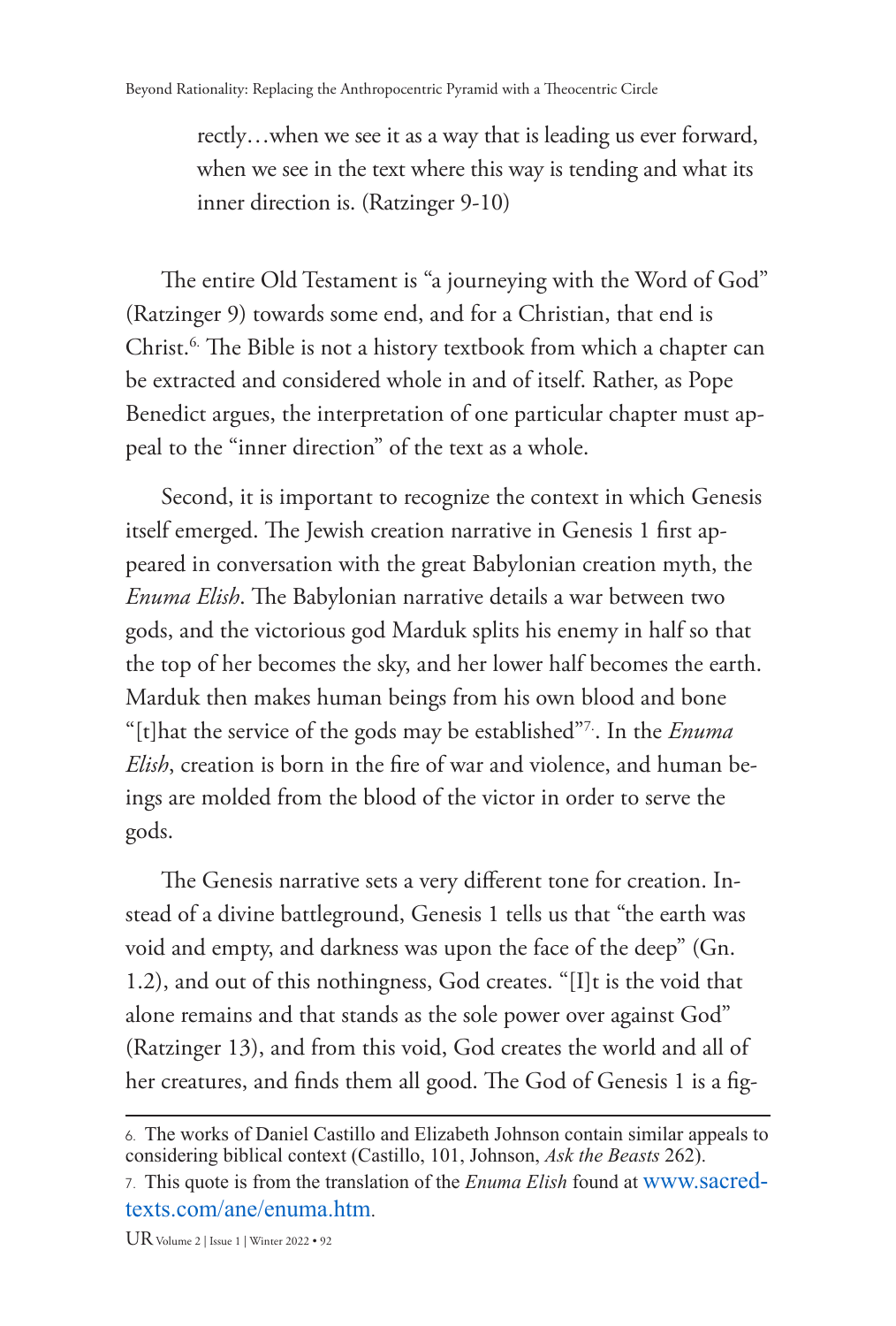> rectly…when we see it as a way that is leading us ever forward, when we see in the text where this way is tending and what its inner direction is. (Ratzinger 9-10)

The entire Old Testament is "a journeying with the Word of God" (Ratzinger 9) towards some end, and for a Christian, that end is Christ.[6] The Bible is not a history textbook from which a chapter can be extracted and considered whole in and of itself. Rather, as Pope Benedict argues, the interpretation of one particular chapter must appeal to the "inner direction" of the text as a whole.

Second, it is important to recognize the context in which Genesis itself emerged. The Jewish creation narrative in Genesis 1 first appeared in conversation with the great Babylonian creation myth, the *Enuma Elish*. The Babylonian narrative details a war between two gods, and the victorious god Marduk splits his enemy in half so that the top of her becomes the sky, and her lower half becomes the earth. Marduk then makes human beings from his own blood and bone "[t]hat the service of the gods may be established"[7]. In the *Enuma Elish*, creation is born in the fire of war and violence, and human beings are molded from the blood of the victor in order to serve the gods.

The Genesis narrative sets a very different tone for creation. Instead of a divine battleground, Genesis 1 tells us that "the earth was void and empty, and darkness was upon the face of the deep" (Gn. 1.2), and out of this nothingness, God creates. "[I]t is the void that alone remains and that stands as the sole power over against God" (Ratzinger 13), and from this void, God creates the world and all of her creatures, and finds them all good. The God of Genesis 1 is a fig-

---

6. The works of Daniel Castillo and Elizabeth Johnson contain similar appeals to considering biblical context (Castillo, 101, Johnson, *Ask the Beasts* 262).

7. This quote is from the translation of the *Enuma Elish* found at www.sacred-texts.com/ane/enuma.htm.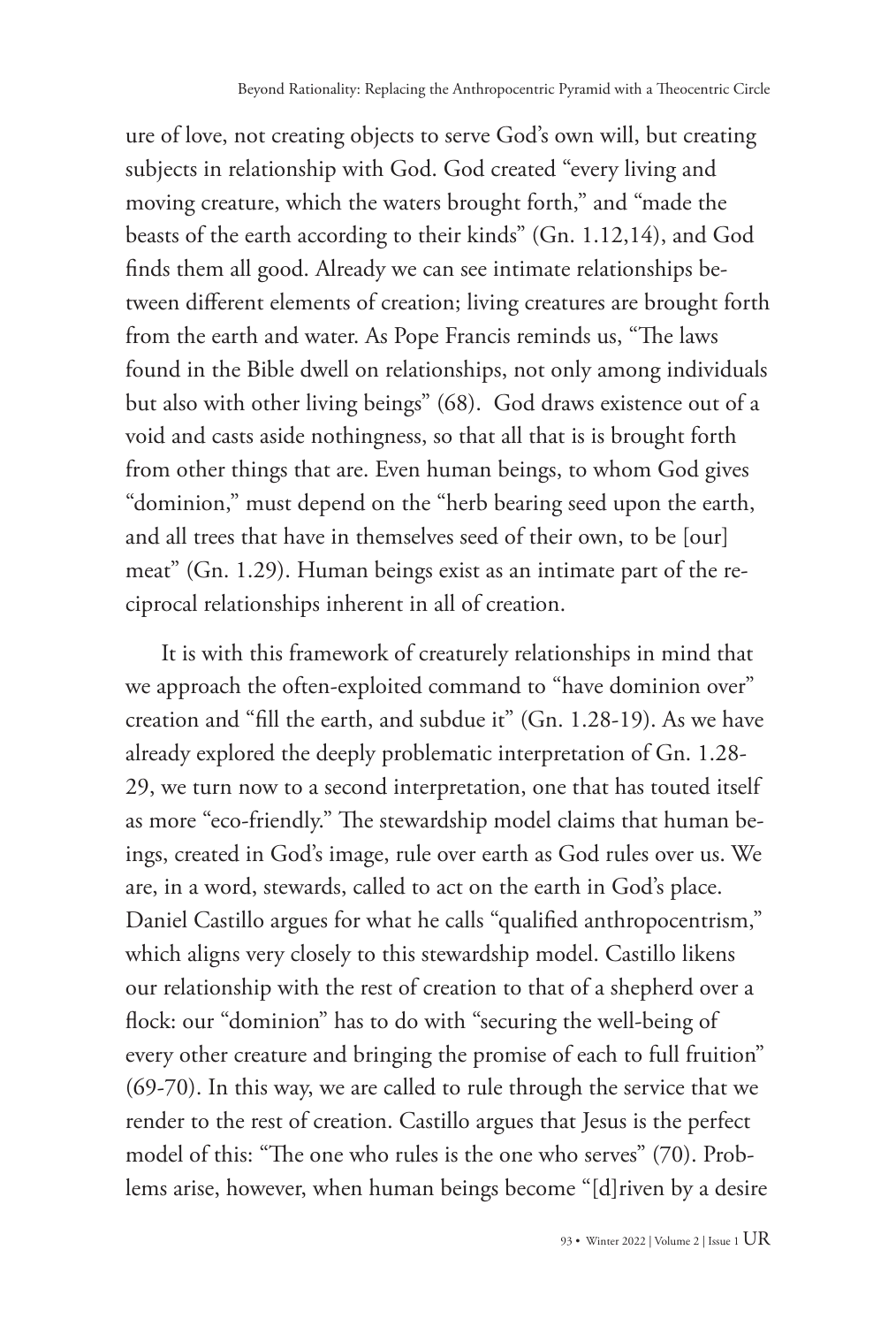ure of love, not creating objects to serve God's own will, but creating subjects in relationship with God. God created "every living and moving creature, which the waters brought forth," and "made the beasts of the earth according to their kinds" (Gn. 1.12,14), and God finds them all good. Already we can see intimate relationships between different elements of creation; living creatures are brought forth from the earth and water. As Pope Francis reminds us, "The laws found in the Bible dwell on relationships, not only among individuals but also with other living beings" (68). God draws existence out of a void and casts aside nothingness, so that all that is is brought forth from other things that are. Even human beings, to whom God gives "dominion," must depend on the "herb bearing seed upon the earth, and all trees that have in themselves seed of their own, to be [our] meat" (Gn. 1.29). Human beings exist as an intimate part of the reciprocal relationships inherent in all of creation.

It is with this framework of creaturely relationships in mind that we approach the often-exploited command to "have dominion over" creation and "fill the earth, and subdue it" (Gn. 1.28-19). As we have already explored the deeply problematic interpretation of Gn. 1.28-29, we turn now to a second interpretation, one that has touted itself as more "eco-friendly." The stewardship model claims that human beings, created in God's image, rule over earth as God rules over us. We are, in a word, stewards, called to act on the earth in God's place. Daniel Castillo argues for what he calls "qualified anthropocentrism," which aligns very closely to this stewardship model. Castillo likens our relationship with the rest of creation to that of a shepherd over a flock: our "dominion" has to do with "securing the well-being of every other creature and bringing the promise of each to full fruition" (69-70). In this way, we are called to rule through the service that we render to the rest of creation. Castillo argues that Jesus is the perfect model of this: "The one who rules is the one who serves" (70). Problems arise, however, when human beings become "[d]riven by a desire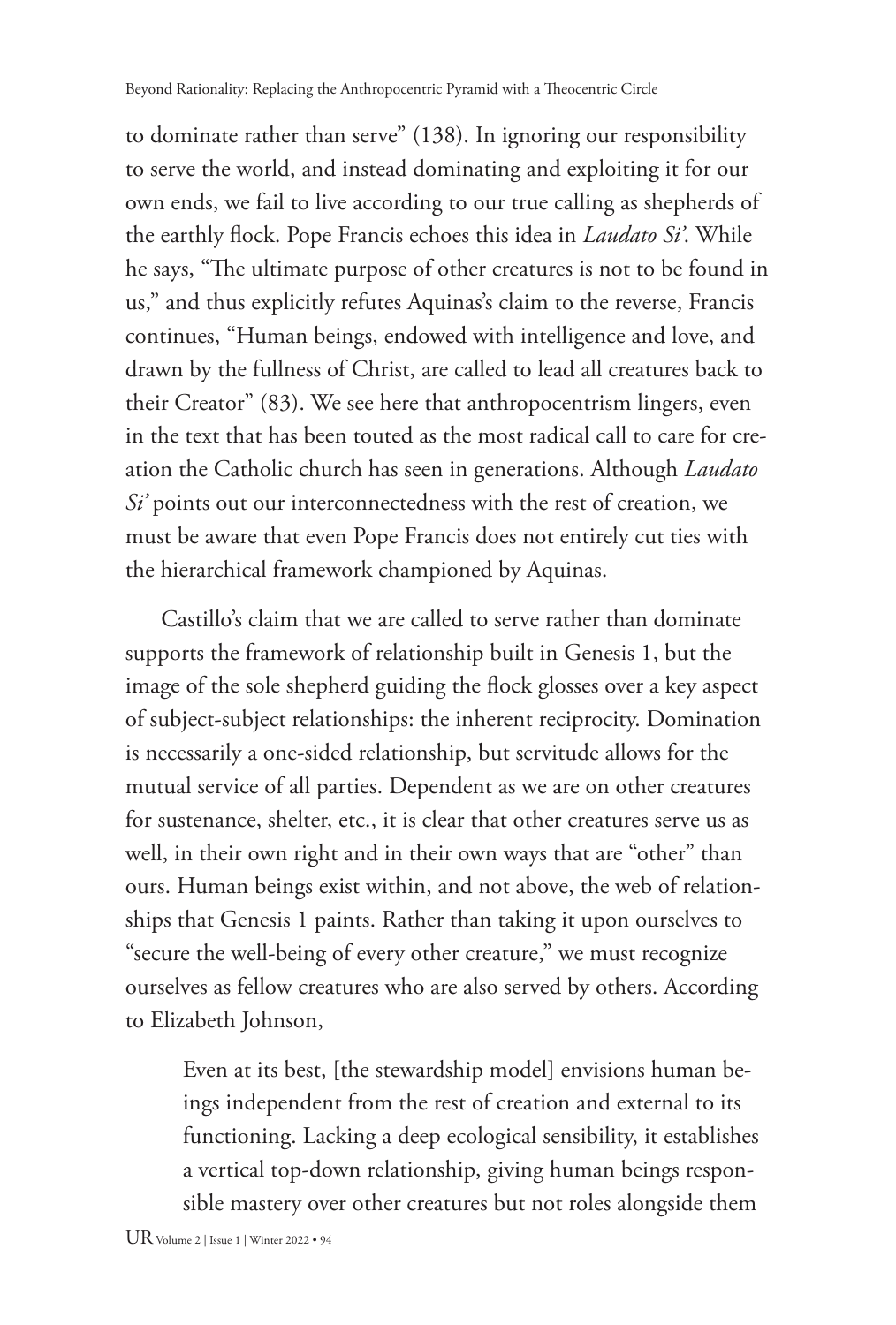to dominate rather than serve" (138). In ignoring our responsibility to serve the world, and instead dominating and exploiting it for our own ends, we fail to live according to our true calling as shepherds of the earthly flock. Pope Francis echoes this idea in *Laudato Si'*. While he says, "The ultimate purpose of other creatures is not to be found in us," and thus explicitly refutes Aquinas's claim to the reverse, Francis continues, "Human beings, endowed with intelligence and love, and drawn by the fullness of Christ, are called to lead all creatures back to their Creator" (83). We see here that anthropocentrism lingers, even in the text that has been touted as the most radical call to care for creation the Catholic church has seen in generations. Although *Laudato Si'* points out our interconnectedness with the rest of creation, we must be aware that even Pope Francis does not entirely cut ties with the hierarchical framework championed by Aquinas.

Castillo's claim that we are called to serve rather than dominate supports the framework of relationship built in Genesis 1, but the image of the sole shepherd guiding the flock glosses over a key aspect of subject-subject relationships: the inherent reciprocity. Domination is necessarily a one-sided relationship, but servitude allows for the mutual service of all parties. Dependent as we are on other creatures for sustenance, shelter, etc., it is clear that other creatures serve us as well, in their own right and in their own ways that are "other" than ours. Human beings exist within, and not above, the web of relationships that Genesis 1 paints. Rather than taking it upon ourselves to "secure the well-being of every other creature," we must recognize ourselves as fellow creatures who are also served by others. According to Elizabeth Johnson,

> Even at its best, [the stewardship model] envisions human beings independent from the rest of creation and external to its functioning. Lacking a deep ecological sensibility, it establishes a vertical top-down relationship, giving human beings responsible mastery over other creatures but not roles alongside them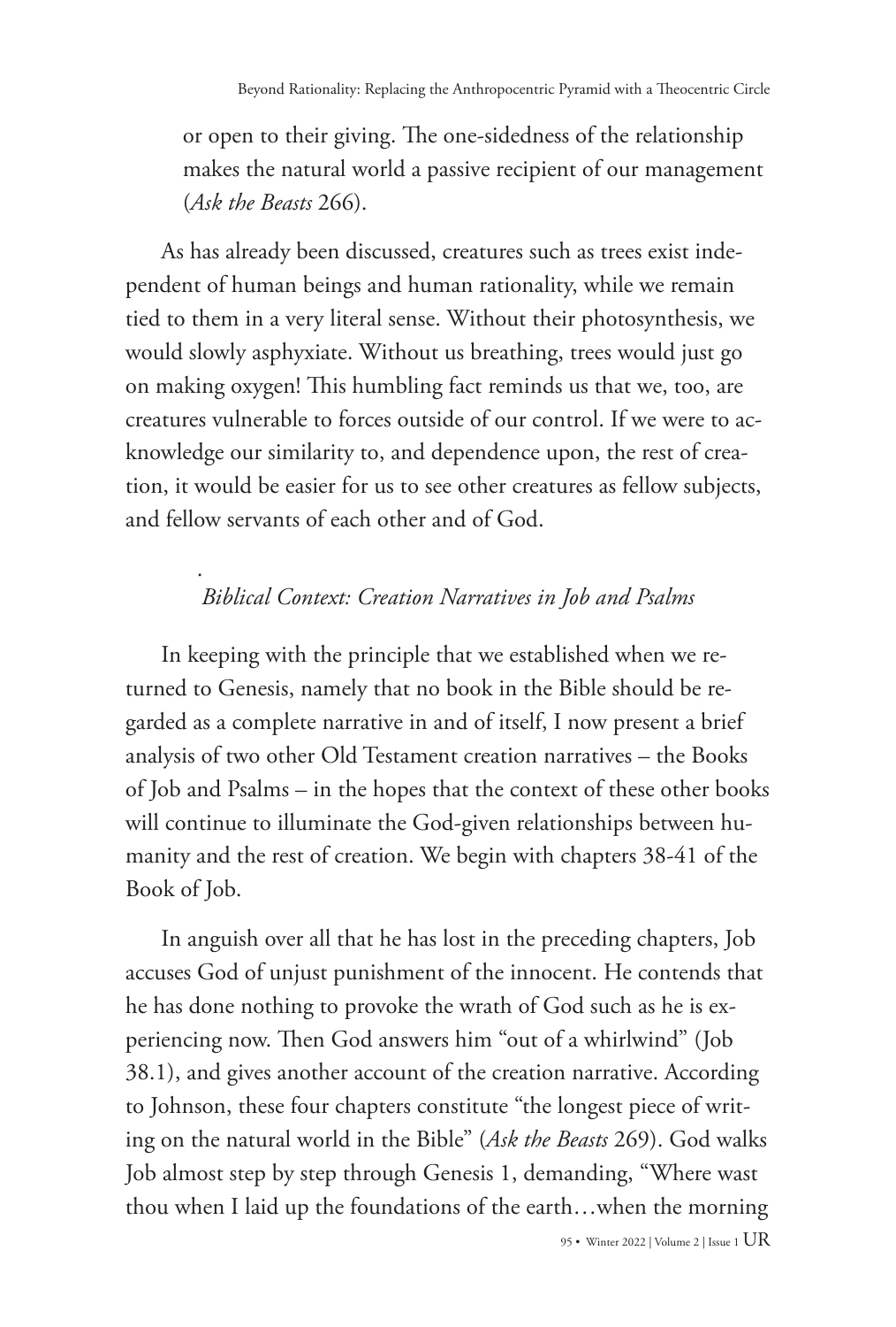or open to their giving. The one-sidedness of the relationship makes the natural world a passive recipient of our management (*Ask the Beasts* 266).

As has already been discussed, creatures such as trees exist independent of human beings and human rationality, while we remain tied to them in a very literal sense. Without their photosynthesis, we would slowly asphyxiate. Without us breathing, trees would just go on making oxygen! This humbling fact reminds us that we, too, are creatures vulnerable to forces outside of our control. If we were to acknowledge our similarity to, and dependence upon, the rest of creation, it would be easier for us to see other creatures as fellow subjects, and fellow servants of each other and of God.

### *Biblical Context: Creation Narratives in Job and Psalms*

In keeping with the principle that we established when we returned to Genesis, namely that no book in the Bible should be regarded as a complete narrative in and of itself, I now present a brief analysis of two other Old Testament creation narratives – the Books of Job and Psalms – in the hopes that the context of these other books will continue to illuminate the God-given relationships between humanity and the rest of creation. We begin with chapters 38-41 of the Book of Job.

In anguish over all that he has lost in the preceding chapters, Job accuses God of unjust punishment of the innocent. He contends that he has done nothing to provoke the wrath of God such as he is experiencing now. Then God answers him "out of a whirlwind" (Job 38.1), and gives another account of the creation narrative. According to Johnson, these four chapters constitute "the longest piece of writing on the natural world in the Bible" (*Ask the Beasts* 269). God walks Job almost step by step through Genesis 1, demanding, "Where wast thou when I laid up the foundations of the earth…when the morning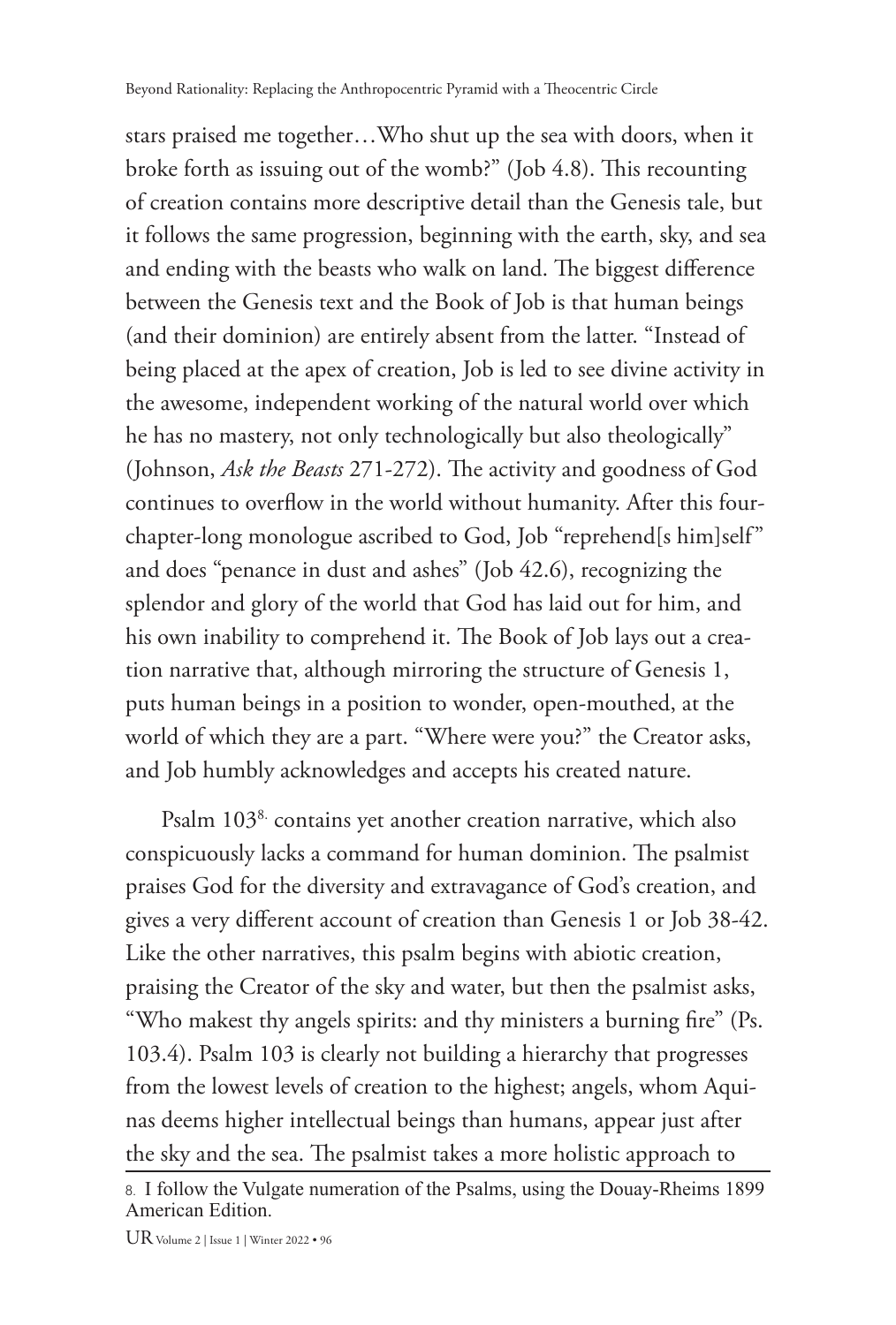stars praised me together…Who shut up the sea with doors, when it broke forth as issuing out of the womb?" (Job 4.8). This recounting of creation contains more descriptive detail than the Genesis tale, but it follows the same progression, beginning with the earth, sky, and sea and ending with the beasts who walk on land. The biggest difference between the Genesis text and the Book of Job is that human beings (and their dominion) are entirely absent from the latter. "Instead of being placed at the apex of creation, Job is led to see divine activity in the awesome, independent working of the natural world over which he has no mastery, not only technologically but also theologically" (Johnson, *Ask the Beasts* 271-272). The activity and goodness of God continues to overflow in the world without humanity. After this four-chapter-long monologue ascribed to God, Job "reprehend[s him]self" and does "penance in dust and ashes" (Job 42.6), recognizing the splendor and glory of the world that God has laid out for him, and his own inability to comprehend it. The Book of Job lays out a creation narrative that, although mirroring the structure of Genesis 1, puts human beings in a position to wonder, open-mouthed, at the world of which they are a part. "Where were you?" the Creator asks, and Job humbly acknowledges and accepts his created nature.

Psalm 103[8.] contains yet another creation narrative, which also conspicuously lacks a command for human dominion. The psalmist praises God for the diversity and extravagance of God's creation, and gives a very different account of creation than Genesis 1 or Job 38-42. Like the other narratives, this psalm begins with abiotic creation, praising the Creator of the sky and water, but then the psalmist asks, "Who makest thy angels spirits: and thy ministers a burning fire" (Ps. 103.4). Psalm 103 is clearly not building a hierarchy that progresses from the lowest levels of creation to the highest; angels, whom Aquinas deems higher intellectual beings than humans, appear just after the sky and the sea. The psalmist takes a more holistic approach to

8. I follow the Vulgate numeration of the Psalms, using the Douay-Rheims 1899 American Edition.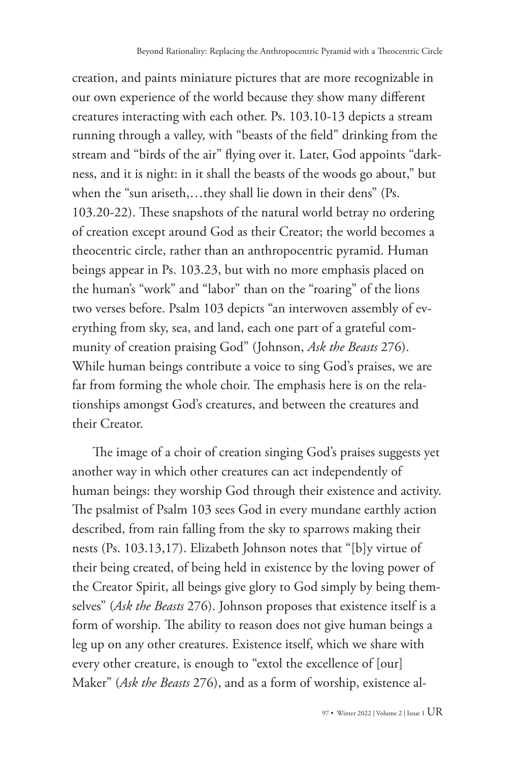creation, and paints miniature pictures that are more recognizable in our own experience of the world because they show many different creatures interacting with each other. Ps. 103.10-13 depicts a stream running through a valley, with "beasts of the field" drinking from the stream and "birds of the air" flying over it. Later, God appoints "darkness, and it is night: in it shall the beasts of the woods go about," but when the "sun ariseth,…they shall lie down in their dens" (Ps. 103.20-22). These snapshots of the natural world betray no ordering of creation except around God as their Creator; the world becomes a theocentric circle, rather than an anthropocentric pyramid. Human beings appear in Ps. 103.23, but with no more emphasis placed on the human's "work" and "labor" than on the "roaring" of the lions two verses before. Psalm 103 depicts "an interwoven assembly of everything from sky, sea, and land, each one part of a grateful community of creation praising God" (Johnson, *Ask the Beasts* 276). While human beings contribute a voice to sing God's praises, we are far from forming the whole choir. The emphasis here is on the relationships amongst God's creatures, and between the creatures and their Creator.

The image of a choir of creation singing God's praises suggests yet another way in which other creatures can act independently of human beings: they worship God through their existence and activity. The psalmist of Psalm 103 sees God in every mundane earthly action described, from rain falling from the sky to sparrows making their nests (Ps. 103.13,17). Elizabeth Johnson notes that "[b]y virtue of their being created, of being held in existence by the loving power of the Creator Spirit, all beings give glory to God simply by being themselves" (*Ask the Beasts* 276). Johnson proposes that existence itself is a form of worship. The ability to reason does not give human beings a leg up on any other creatures. Existence itself, which we share with every other creature, is enough to "extol the excellence of [our] Maker" (*Ask the Beasts* 276), and as a form of worship, existence al-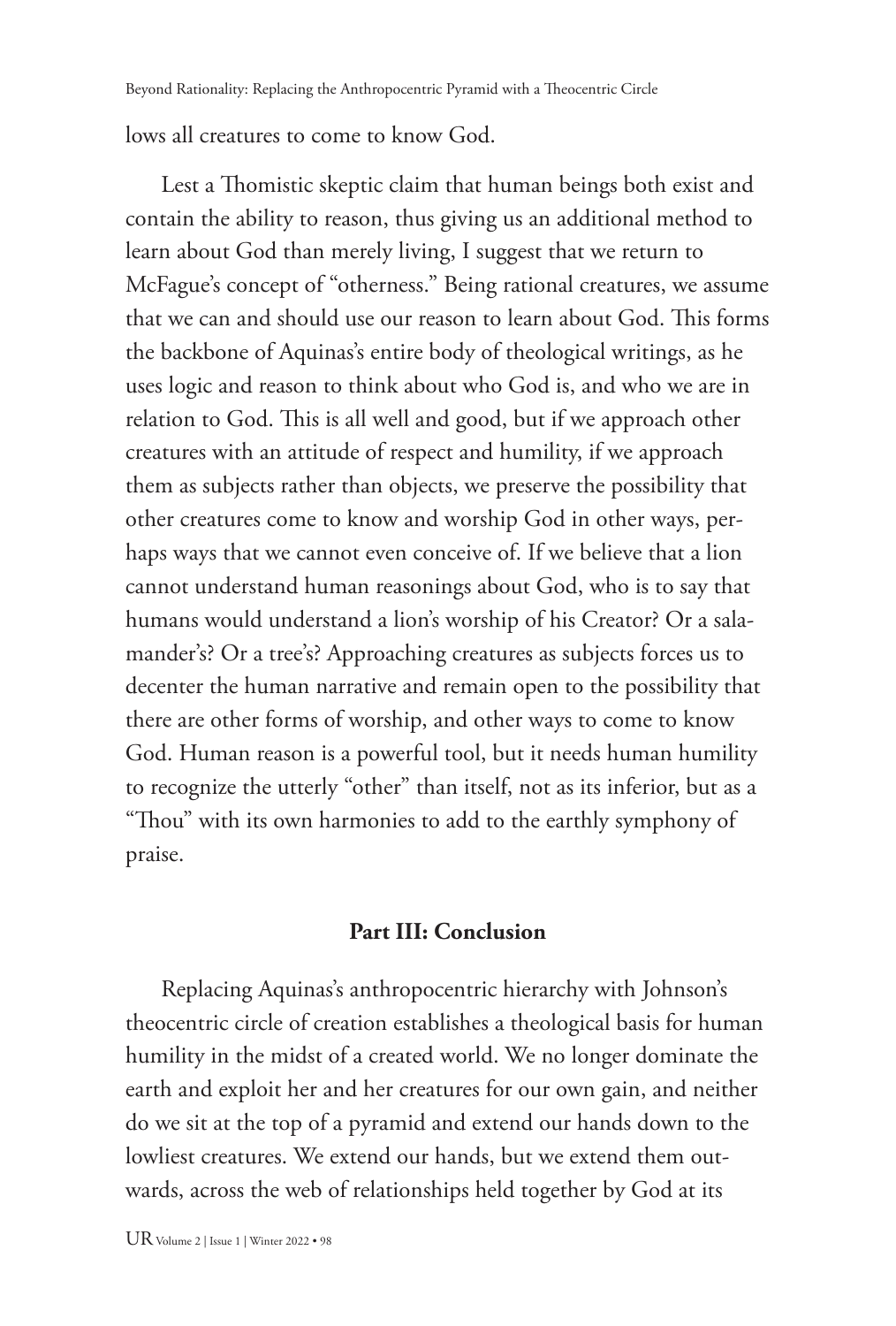lows all creatures to come to know God.

Lest a Thomistic skeptic claim that human beings both exist and contain the ability to reason, thus giving us an additional method to learn about God than merely living, I suggest that we return to McFague's concept of "otherness." Being rational creatures, we assume that we can and should use our reason to learn about God. This forms the backbone of Aquinas's entire body of theological writings, as he uses logic and reason to think about who God is, and who we are in relation to God. This is all well and good, but if we approach other creatures with an attitude of respect and humility, if we approach them as subjects rather than objects, we preserve the possibility that other creatures come to know and worship God in other ways, perhaps ways that we cannot even conceive of. If we believe that a lion cannot understand human reasonings about God, who is to say that humans would understand a lion's worship of his Creator? Or a salamander's? Or a tree's? Approaching creatures as subjects forces us to decenter the human narrative and remain open to the possibility that there are other forms of worship, and other ways to come to know God. Human reason is a powerful tool, but it needs human humility to recognize the utterly "other" than itself, not as its inferior, but as a "Thou" with its own harmonies to add to the earthly symphony of praise.

## Part III: Conclusion

Replacing Aquinas's anthropocentric hierarchy with Johnson's theocentric circle of creation establishes a theological basis for human humility in the midst of a created world. We no longer dominate the earth and exploit her and her creatures for our own gain, and neither do we sit at the top of a pyramid and extend our hands down to the lowliest creatures. We extend our hands, but we extend them outwards, across the web of relationships held together by God at its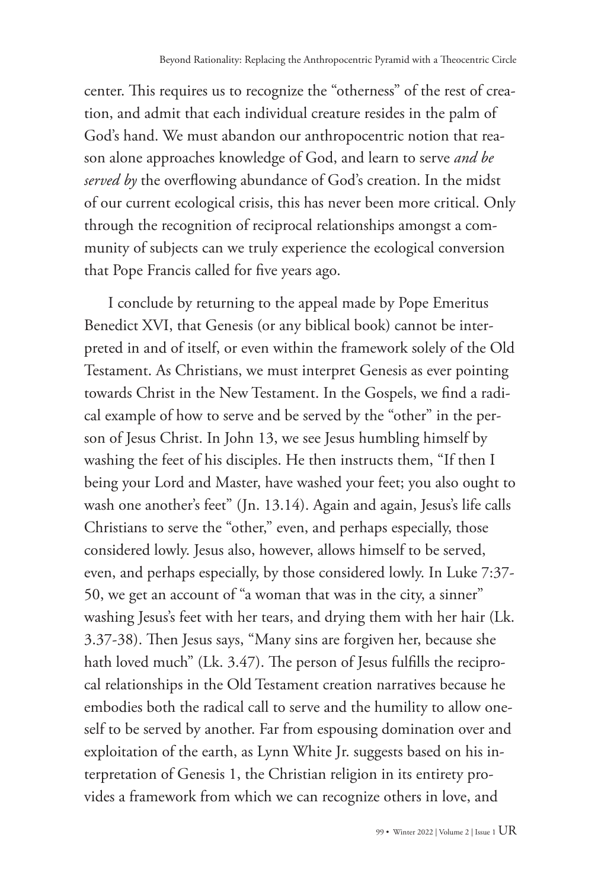center. This requires us to recognize the "otherness" of the rest of creation, and admit that each individual creature resides in the palm of God's hand. We must abandon our anthropocentric notion that reason alone approaches knowledge of God, and learn to serve *and be served by* the overflowing abundance of God's creation. In the midst of our current ecological crisis, this has never been more critical. Only through the recognition of reciprocal relationships amongst a community of subjects can we truly experience the ecological conversion that Pope Francis called for five years ago.

I conclude by returning to the appeal made by Pope Emeritus Benedict XVI, that Genesis (or any biblical book) cannot be interpreted in and of itself, or even within the framework solely of the Old Testament. As Christians, we must interpret Genesis as ever pointing towards Christ in the New Testament. In the Gospels, we find a radical example of how to serve and be served by the "other" in the person of Jesus Christ. In John 13, we see Jesus humbling himself by washing the feet of his disciples. He then instructs them, "If then I being your Lord and Master, have washed your feet; you also ought to wash one another's feet" (Jn. 13.14). Again and again, Jesus's life calls Christians to serve the "other," even, and perhaps especially, those considered lowly. Jesus also, however, allows himself to be served, even, and perhaps especially, by those considered lowly. In Luke 7:37-50, we get an account of "a woman that was in the city, a sinner" washing Jesus's feet with her tears, and drying them with her hair (Lk. 3.37-38). Then Jesus says, "Many sins are forgiven her, because she hath loved much" (Lk. 3.47). The person of Jesus fulfills the reciprocal relationships in the Old Testament creation narratives because he embodies both the radical call to serve and the humility to allow oneself to be served by another. Far from espousing domination over and exploitation of the earth, as Lynn White Jr. suggests based on his interpretation of Genesis 1, the Christian religion in its entirety provides a framework from which we can recognize others in love, and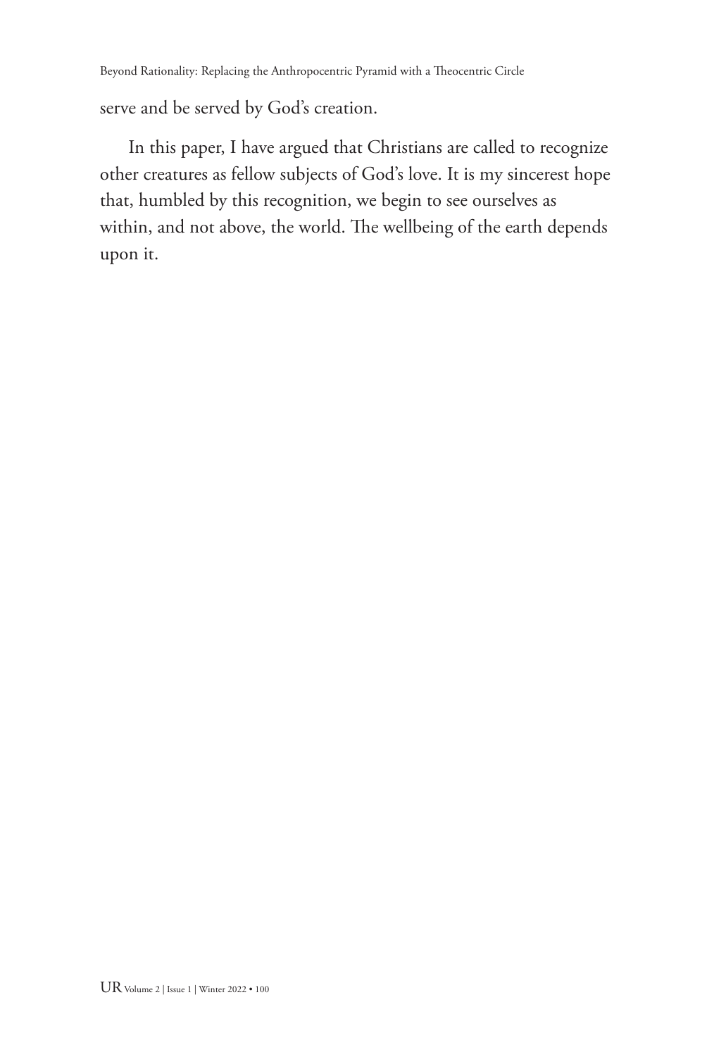serve and be served by God's creation.

In this paper, I have argued that Christians are called to recognize other creatures as fellow subjects of God's love. It is my sincerest hope that, humbled by this recognition, we begin to see ourselves as within, and not above, the world. The wellbeing of the earth depends upon it.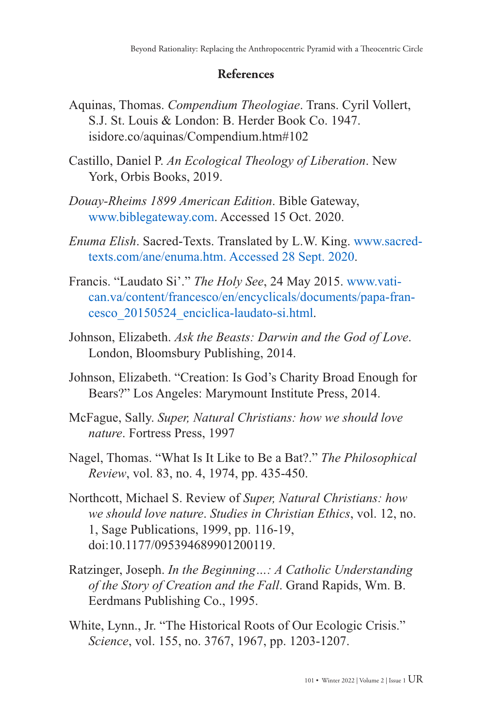## References

Aquinas, Thomas. *Compendium Theologiae*. Trans. Cyril Vollert, S.J. St. Louis & London: B. Herder Book Co. 1947. isidore.co/aquinas/Compendium.htm#102

Castillo, Daniel P. *An Ecological Theology of Liberation*. New York, Orbis Books, 2019.

*Douay-Rheims 1899 American Edition*. Bible Gateway, www.biblegateway.com. Accessed 15 Oct. 2020.

*Enuma Elish*. Sacred-Texts. Translated by L.W. King. www.sacred-texts.com/ane/enuma.htm. Accessed 28 Sept. 2020.

Francis. "Laudato Si'." *The Holy See*, 24 May 2015. www.vatican.va/content/francesco/en/encyclicals/documents/papa-francesco_20150524_enciclica-laudato-si.html.

Johnson, Elizabeth. *Ask the Beasts: Darwin and the God of Love*. London, Bloomsbury Publishing, 2014.

Johnson, Elizabeth. "Creation: Is God's Charity Broad Enough for Bears?" Los Angeles: Marymount Institute Press, 2014.

McFague, Sally. *Super, Natural Christians: how we should love nature*. Fortress Press, 1997

Nagel, Thomas. "What Is It Like to Be a Bat?." *The Philosophical Review*, vol. 83, no. 4, 1974, pp. 435-450.

Northcott, Michael S. Review of *Super, Natural Christians: how we should love nature*. *Studies in Christian Ethics*, vol. 12, no. 1, Sage Publications, 1999, pp. 116-19, doi:10.1177/095394689901200119.

Ratzinger, Joseph. *In the Beginning…: A Catholic Understanding of the Story of Creation and the Fall*. Grand Rapids, Wm. B. Eerdmans Publishing Co., 1995.

White, Lynn., Jr. "The Historical Roots of Our Ecologic Crisis." *Science*, vol. 155, no. 3767, 1967, pp. 1203-1207.